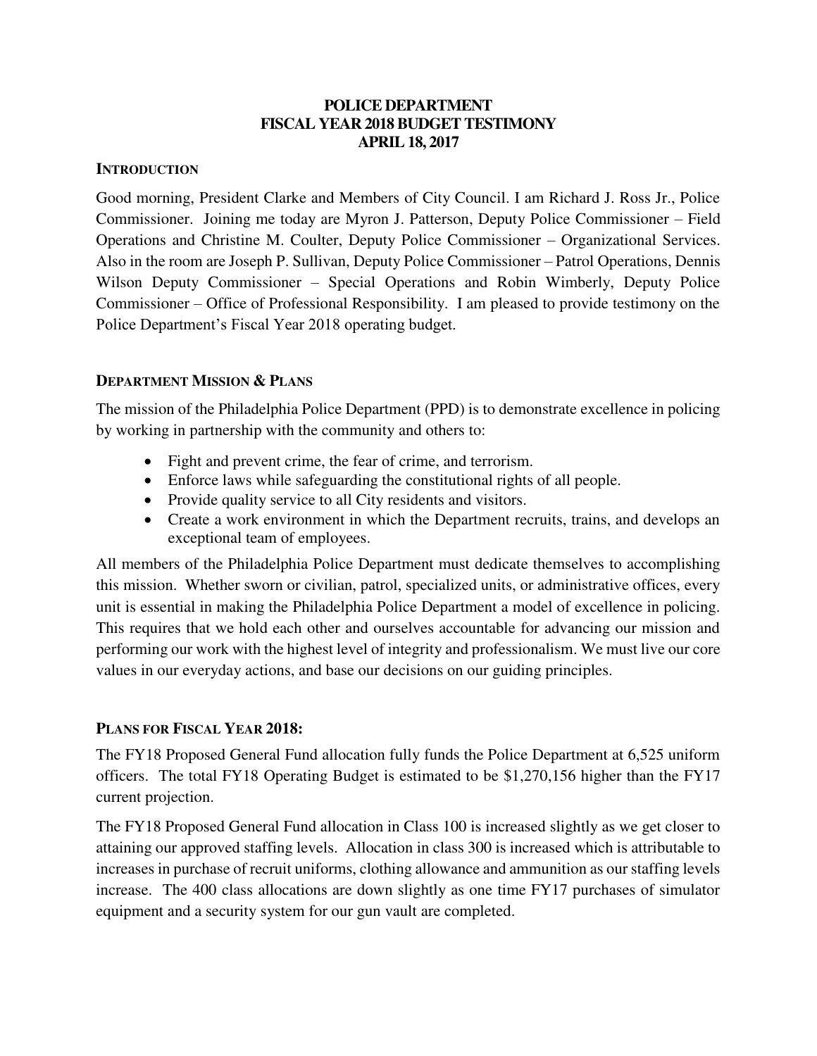# POLICE DEPARTMENT
# FISCAL YEAR 2018 BUDGET TESTIMONY
# APRIL 18, 2017

## INTRODUCTION

Good morning, President Clarke and Members of City Council. I am Richard J. Ross Jr., Police Commissioner. Joining me today are Myron J. Patterson, Deputy Police Commissioner – Field Operations and Christine M. Coulter, Deputy Police Commissioner – Organizational Services. Also in the room are Joseph P. Sullivan, Deputy Police Commissioner – Patrol Operations, Dennis Wilson Deputy Commissioner – Special Operations and Robin Wimberly, Deputy Police Commissioner – Office of Professional Responsibility. I am pleased to provide testimony on the Police Department's Fiscal Year 2018 operating budget.

## DEPARTMENT MISSION & PLANS

The mission of the Philadelphia Police Department (PPD) is to demonstrate excellence in policing by working in partnership with the community and others to:

- Fight and prevent crime, the fear of crime, and terrorism.
- Enforce laws while safeguarding the constitutional rights of all people.
- Provide quality service to all City residents and visitors.
- Create a work environment in which the Department recruits, trains, and develops an exceptional team of employees.

All members of the Philadelphia Police Department must dedicate themselves to accomplishing this mission. Whether sworn or civilian, patrol, specialized units, or administrative offices, every unit is essential in making the Philadelphia Police Department a model of excellence in policing. This requires that we hold each other and ourselves accountable for advancing our mission and performing our work with the highest level of integrity and professionalism. We must live our core values in our everyday actions, and base our decisions on our guiding principles.

## PLANS FOR FISCAL YEAR 2018:

The FY18 Proposed General Fund allocation fully funds the Police Department at 6,525 uniform officers. The total FY18 Operating Budget is estimated to be $1,270,156 higher than the FY17 current projection.

The FY18 Proposed General Fund allocation in Class 100 is increased slightly as we get closer to attaining our approved staffing levels. Allocation in class 300 is increased which is attributable to increases in purchase of recruit uniforms, clothing allowance and ammunition as our staffing levels increase. The 400 class allocations are down slightly as one time FY17 purchases of simulator equipment and a security system for our gun vault are completed.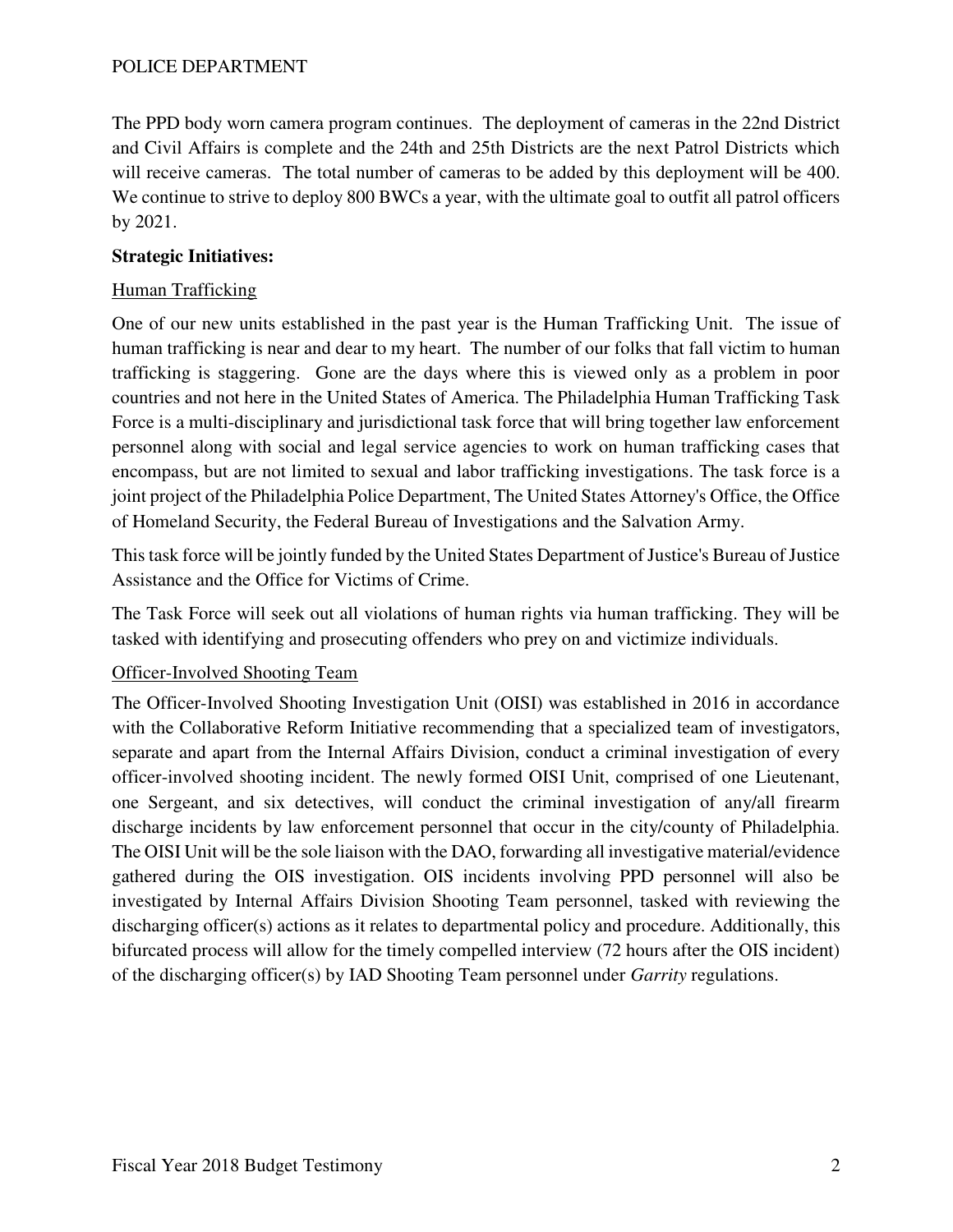The PPD body worn camera program continues. The deployment of cameras in the 22nd District and Civil Affairs is complete and the 24th and 25th Districts are the next Patrol Districts which will receive cameras. The total number of cameras to be added by this deployment will be 400. We continue to strive to deploy 800 BWCs a year, with the ultimate goal to outfit all patrol officers by 2021.

**Strategic Initiatives:**

Human Trafficking

One of our new units established in the past year is the Human Trafficking Unit. The issue of human trafficking is near and dear to my heart. The number of our folks that fall victim to human trafficking is staggering. Gone are the days where this is viewed only as a problem in poor countries and not here in the United States of America. The Philadelphia Human Trafficking Task Force is a multi-disciplinary and jurisdictional task force that will bring together law enforcement personnel along with social and legal service agencies to work on human trafficking cases that encompass, but are not limited to sexual and labor trafficking investigations. The task force is a joint project of the Philadelphia Police Department, The United States Attorney's Office, the Office of Homeland Security, the Federal Bureau of Investigations and the Salvation Army.

This task force will be jointly funded by the United States Department of Justice's Bureau of Justice Assistance and the Office for Victims of Crime.

The Task Force will seek out all violations of human rights via human trafficking. They will be tasked with identifying and prosecuting offenders who prey on and victimize individuals.

Officer-Involved Shooting Team

The Officer-Involved Shooting Investigation Unit (OISI) was established in 2016 in accordance with the Collaborative Reform Initiative recommending that a specialized team of investigators, separate and apart from the Internal Affairs Division, conduct a criminal investigation of every officer-involved shooting incident. The newly formed OISI Unit, comprised of one Lieutenant, one Sergeant, and six detectives, will conduct the criminal investigation of any/all firearm discharge incidents by law enforcement personnel that occur in the city/county of Philadelphia. The OISI Unit will be the sole liaison with the DAO, forwarding all investigative material/evidence gathered during the OIS investigation. OIS incidents involving PPD personnel will also be investigated by Internal Affairs Division Shooting Team personnel, tasked with reviewing the discharging officer(s) actions as it relates to departmental policy and procedure. Additionally, this bifurcated process will allow for the timely compelled interview (72 hours after the OIS incident) of the discharging officer(s) by IAD Shooting Team personnel under *Garrity* regulations.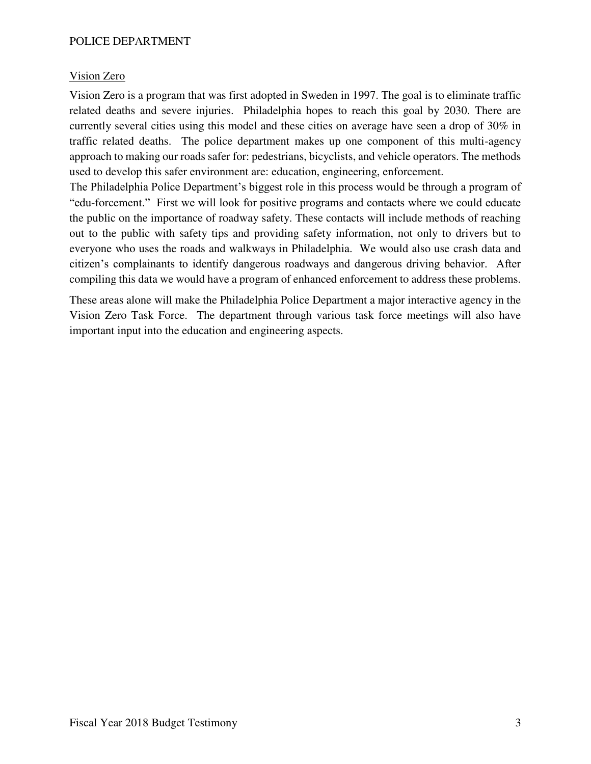## Vision Zero

Vision Zero is a program that was first adopted in Sweden in 1997. The goal is to eliminate traffic related deaths and severe injuries. Philadelphia hopes to reach this goal by 2030. There are currently several cities using this model and these cities on average have seen a drop of 30% in traffic related deaths. The police department makes up one component of this multi-agency approach to making our roads safer for: pedestrians, bicyclists, and vehicle operators. The methods used to develop this safer environment are: education, engineering, enforcement.

The Philadelphia Police Department's biggest role in this process would be through a program of "edu-forcement." First we will look for positive programs and contacts where we could educate the public on the importance of roadway safety. These contacts will include methods of reaching out to the public with safety tips and providing safety information, not only to drivers but to everyone who uses the roads and walkways in Philadelphia. We would also use crash data and citizen's complainants to identify dangerous roadways and dangerous driving behavior. After compiling this data we would have a program of enhanced enforcement to address these problems.

These areas alone will make the Philadelphia Police Department a major interactive agency in the Vision Zero Task Force. The department through various task force meetings will also have important input into the education and engineering aspects.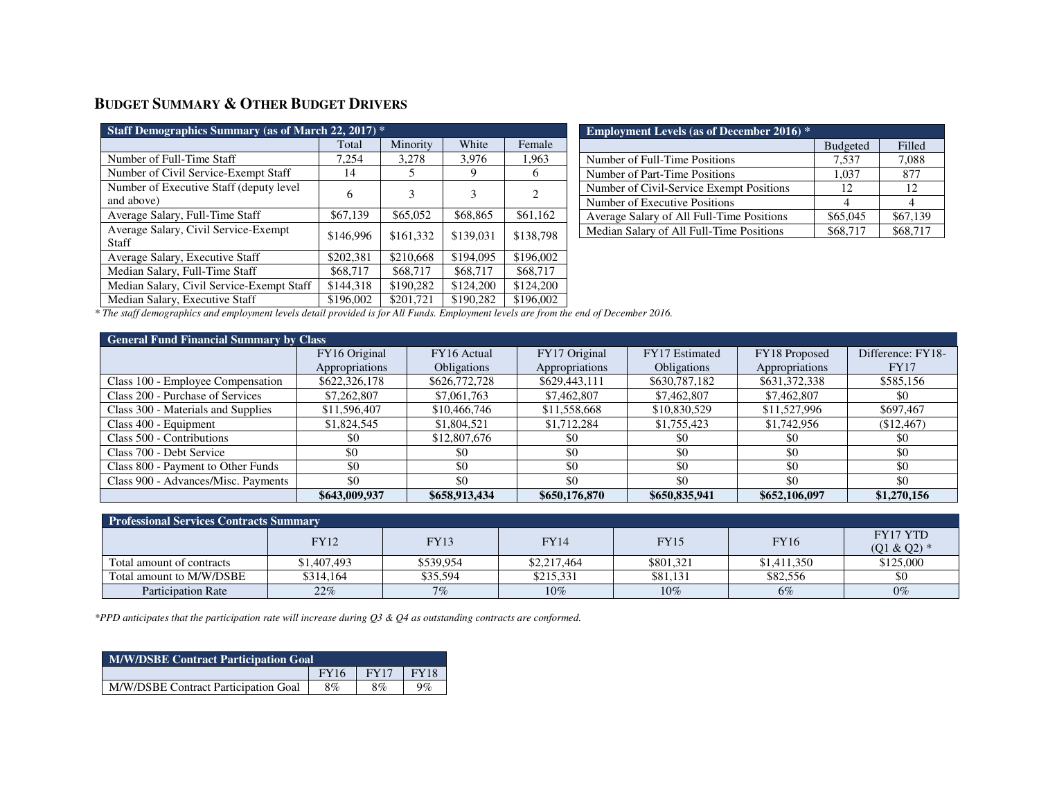## BUDGET SUMMARY & OTHER BUDGET DRIVERS

| Staff Demographics Summary (as of March 22, 2017) * | | | | |
|---|---|---|---|---|
| | Total | Minority | White | Female |
| Number of Full-Time Staff | 7,254 | 3,278 | 3,976 | 1,963 |
| Number of Civil Service-Exempt Staff | 14 | 5 | 9 | 6 |
| Number of Executive Staff (deputy level and above) | 6 | 3 | 3 | 2 |
| Average Salary, Full-Time Staff | $67,139 | $65,052 | $68,865 | $61,162 |
| Average Salary, Civil Service-Exempt Staff | $146,996 | $161,332 | $139,031 | $138,798 |
| Average Salary, Executive Staff | $202,381 | $210,668 | $194,095 | $196,002 |
| Median Salary, Full-Time Staff | $68,717 | $68,717 | $68,717 | $68,717 |
| Median Salary, Civil Service-Exempt Staff | $144,318 | $190,282 | $124,200 | $124,200 |
| Median Salary, Executive Staff | $196,002 | $201,721 | $190,282 | $196,002 |

| Employment Levels (as of December 2016) * | | |
|---|---|---|
| | Budgeted | Filled |
| Number of Full-Time Positions | 7,537 | 7,088 |
| Number of Part-Time Positions | 1,037 | 877 |
| Number of Civil-Service Exempt Positions | 12 | 12 |
| Number of Executive Positions | 4 | 4 |
| Average Salary of All Full-Time Positions | $65,045 | $67,139 |
| Median Salary of All Full-Time Positions | $68,717 | $68,717 |

*\* The staff demographics and employment levels detail provided is for All Funds. Employment levels are from the end of December 2016.*

| General Fund Financial Summary by Class | | | | | | |
|---|---|---|---|---|---|---|
| | FY16 Original Appropriations | FY16 Actual Obligations | FY17 Original Appropriations | FY17 Estimated Obligations | FY18 Proposed Appropriations | Difference: FY18-FY17 |
| Class 100 - Employee Compensation | $622,326,178 | $626,772,728 | $629,443,111 | $630,787,182 | $631,372,338 | $585,156 |
| Class 200 - Purchase of Services | $7,262,807 | $7,061,763 | $7,462,807 | $7,462,807 | $7,462,807 | $0 |
| Class 300 - Materials and Supplies | $11,596,407 | $10,466,746 | $11,558,668 | $10,830,529 | $11,527,996 | $697,467 |
| Class 400 - Equipment | $1,824,545 | $1,804,521 | $1,712,284 | $1,755,423 | $1,742,956 | ($12,467) |
| Class 500 - Contributions | $0 | $12,807,676 | $0 | $0 | $0 | $0 |
| Class 700 - Debt Service | $0 | $0 | $0 | $0 | $0 | $0 |
| Class 800 - Payment to Other Funds | $0 | $0 | $0 | $0 | $0 | $0 |
| Class 900 - Advances/Misc. Payments | $0 | $0 | $0 | $0 | $0 | $0 |
| | **$643,009,937** | **$658,913,434** | **$650,176,870** | **$650,835,941** | **$652,106,097** | **$1,270,156** |

| Professional Services Contracts Summary | | | | | | |
|---|---|---|---|---|---|---|
| | FY12 | FY13 | FY14 | FY15 | FY16 | FY17 YTD (Q1 & Q2) * |
| Total amount of contracts | $1,407,493 | $539,954 | $2,217,464 | $801,321 | $1,411,350 | $125,000 |
| Total amount to M/W/DSBE | $314,164 | $35,594 | $215,331 | $81,131 | $82,556 | $0 |
| Participation Rate | 22% | 7% | 10% | 10% | 6% | 0% |

*\*PPD anticipates that the participation rate will increase during Q3 & Q4 as outstanding contracts are conformed.*

| M/W/DSBE Contract Participation Goal | | | |
|---|---|---|---|
| | FY16 | FY17 | FY18 |
| M/W/DSBE Contract Participation Goal | 8% | 8% | 9% |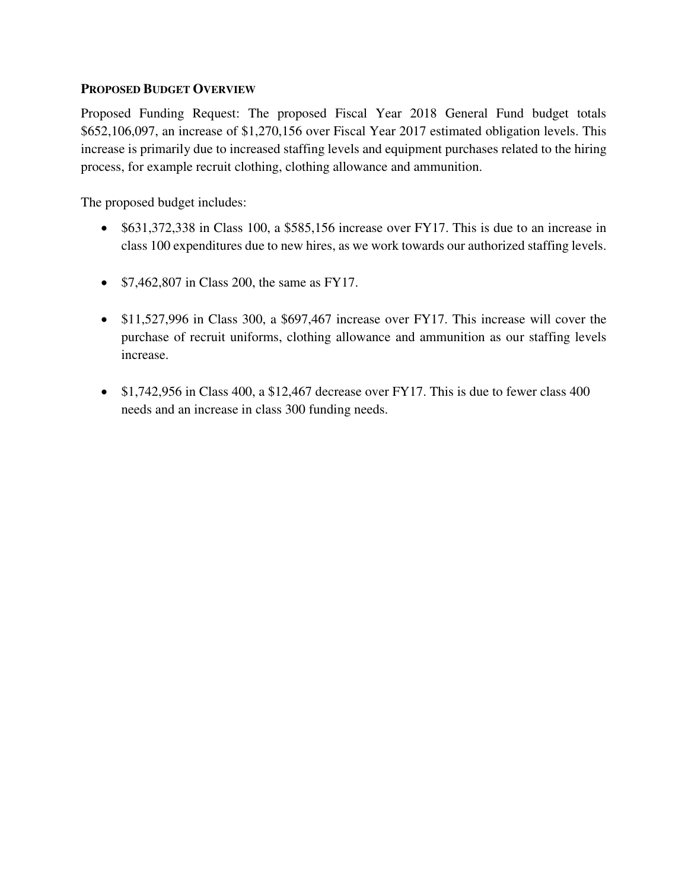## PROPOSED BUDGET OVERVIEW

Proposed Funding Request: The proposed Fiscal Year 2018 General Fund budget totals $652,106,097, an increase of $1,270,156 over Fiscal Year 2017 estimated obligation levels. This increase is primarily due to increased staffing levels and equipment purchases related to the hiring process, for example recruit clothing, clothing allowance and ammunition.

The proposed budget includes:

- $631,372,338 in Class 100, a $585,156 increase over FY17. This is due to an increase in class 100 expenditures due to new hires, as we work towards our authorized staffing levels.

- $7,462,807 in Class 200, the same as FY17.

- $11,527,996 in Class 300, a $697,467 increase over FY17. This increase will cover the purchase of recruit uniforms, clothing allowance and ammunition as our staffing levels increase.

- $1,742,956 in Class 400, a $12,467 decrease over FY17. This is due to fewer class 400 needs and an increase in class 300 funding needs.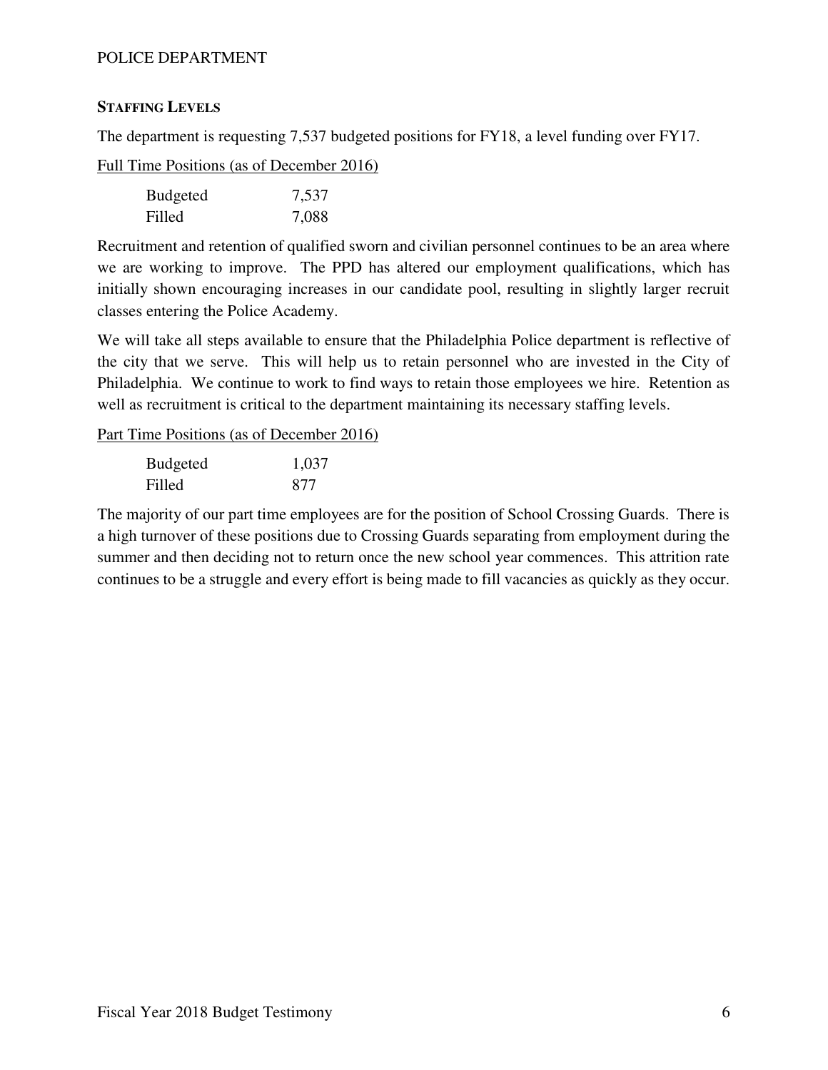## STAFFING LEVELS

The department is requesting 7,537 budgeted positions for FY18, a level funding over FY17.

Full Time Positions (as of December 2016)

| | |
|---|---|
| Budgeted | 7,537 |
| Filled | 7,088 |

Recruitment and retention of qualified sworn and civilian personnel continues to be an area where we are working to improve. The PPD has altered our employment qualifications, which has initially shown encouraging increases in our candidate pool, resulting in slightly larger recruit classes entering the Police Academy.

We will take all steps available to ensure that the Philadelphia Police department is reflective of the city that we serve. This will help us to retain personnel who are invested in the City of Philadelphia. We continue to work to find ways to retain those employees we hire. Retention as well as recruitment is critical to the department maintaining its necessary staffing levels.

Part Time Positions (as of December 2016)

| | |
|---|---|
| Budgeted | 1,037 |
| Filled | 877 |

The majority of our part time employees are for the position of School Crossing Guards. There is a high turnover of these positions due to Crossing Guards separating from employment during the summer and then deciding not to return once the new school year commences. This attrition rate continues to be a struggle and every effort is being made to fill vacancies as quickly as they occur.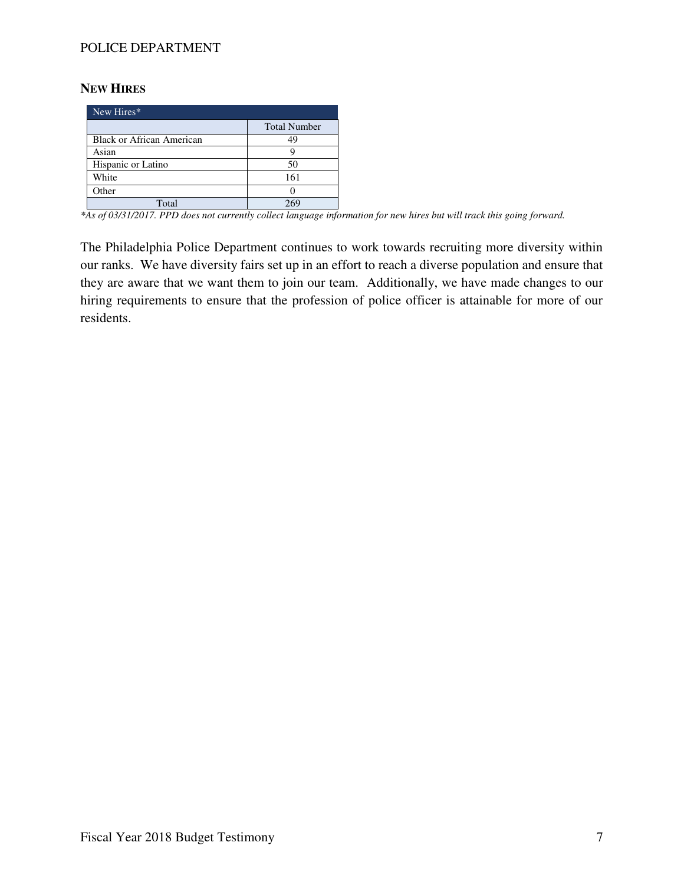## New Hires

| New Hires* | |
|---|---|
| | Total Number |
| Black or African American | 49 |
| Asian | 9 |
| Hispanic or Latino | 50 |
| White | 161 |
| Other | 0 |
| Total | 269 |

*\*As of 03/31/2017. PPD does not currently collect language information for new hires but will track this going forward.*

The Philadelphia Police Department continues to work towards recruiting more diversity within our ranks. We have diversity fairs set up in an effort to reach a diverse population and ensure that they are aware that we want them to join our team. Additionally, we have made changes to our hiring requirements to ensure that the profession of police officer is attainable for more of our residents.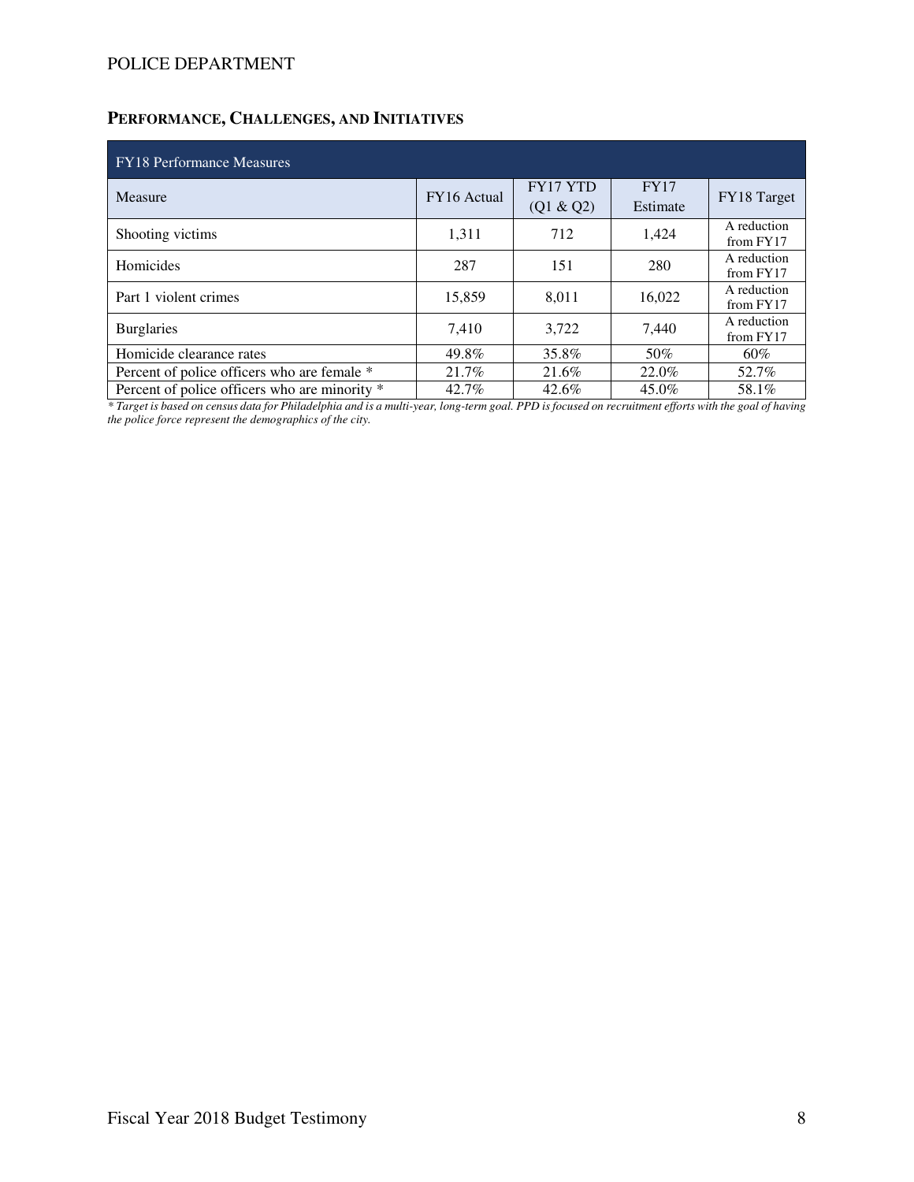## PERFORMANCE, CHALLENGES, AND INITIATIVES

| FY18 Performance Measures | | | | |
|---|---|---|---|---|
| Measure | FY16 Actual | FY17 YTD (Q1 & Q2) | FY17 Estimate | FY18 Target |
| Shooting victims | 1,311 | 712 | 1,424 | A reduction from FY17 |
| Homicides | 287 | 151 | 280 | A reduction from FY17 |
| Part 1 violent crimes | 15,859 | 8,011 | 16,022 | A reduction from FY17 |
| Burglaries | 7,410 | 3,722 | 7,440 | A reduction from FY17 |
| Homicide clearance rates | 49.8% | 35.8% | 50% | 60% |
| Percent of police officers who are female * | 21.7% | 21.6% | 22.0% | 52.7% |
| Percent of police officers who are minority * | 42.7% | 42.6% | 45.0% | 58.1% |

*\* Target is based on census data for Philadelphia and is a multi-year, long-term goal. PPD is focused on recruitment efforts with the goal of having the police force represent the demographics of the city.*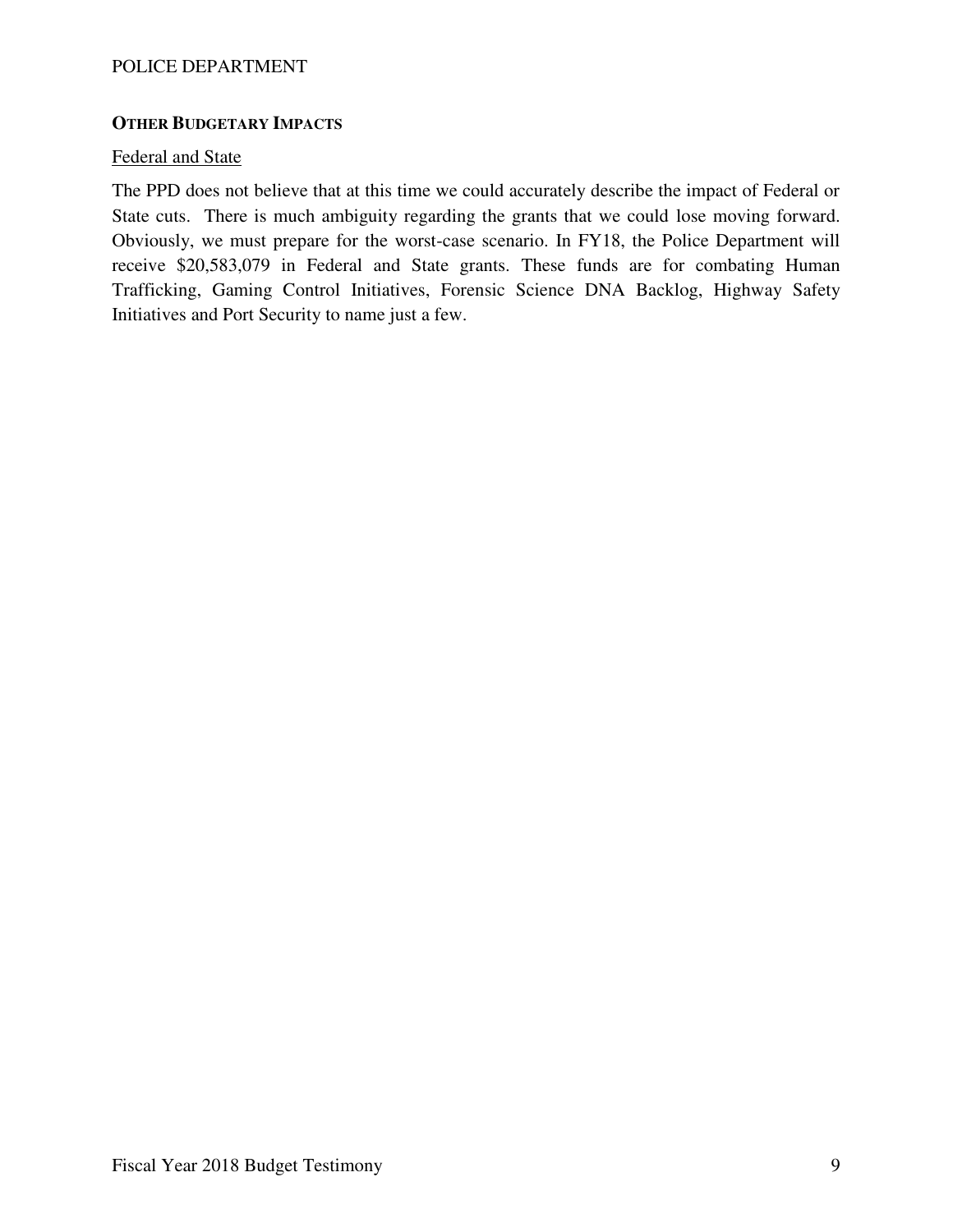## OTHER BUDGETARY IMPACTS

### Federal and State

The PPD does not believe that at this time we could accurately describe the impact of Federal or State cuts. There is much ambiguity regarding the grants that we could lose moving forward. Obviously, we must prepare for the worst-case scenario. In FY18, the Police Department will receive $20,583,079 in Federal and State grants. These funds are for combating Human Trafficking, Gaming Control Initiatives, Forensic Science DNA Backlog, Highway Safety Initiatives and Port Security to name just a few.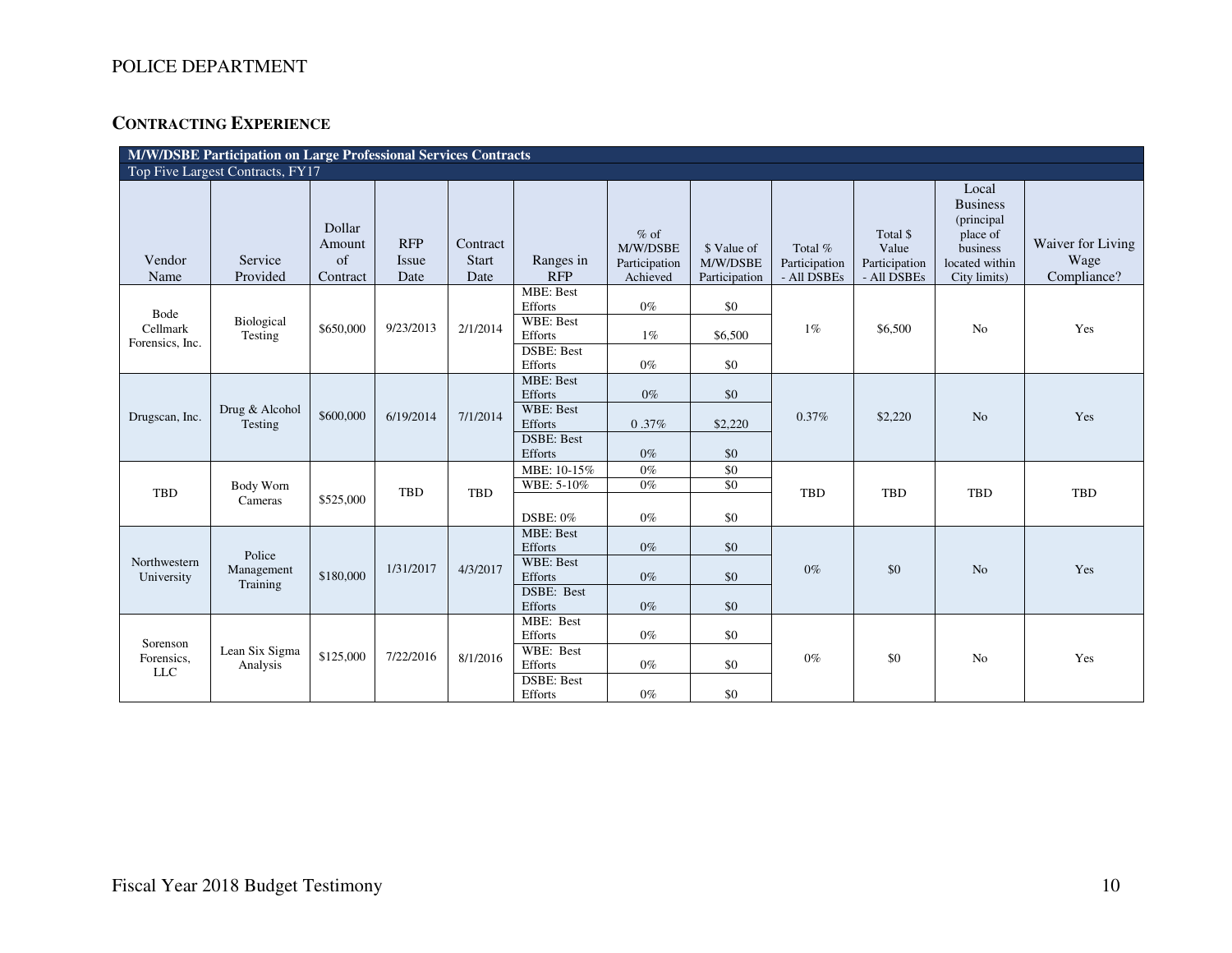# POLICE DEPARTMENT

## CONTRACTING EXPERIENCE

| M/W/DSBE Participation on Large Professional Services Contracts | | | | | | | | | | | |
|---|---|---|---|---|---|---|---|---|---|---|---|
| Top Five Largest Contracts, FY17 | | | | | | | | | | | |
| Vendor Name | Service Provided | Dollar Amount of Contract | RFP Issue Date | Contract Start Date | Ranges in RFP | % of M/W/DSBE Participation Achieved | $ Value of M/W/DSBE Participation | Total % Participation - All DSBEs | Total $ Value Participation - All DSBEs | Local Business (principal place of business located within City limits) | Waiver for Living Wage Compliance? |
| Bode Cellmark Forensics, Inc. | Biological Testing | $650,000 | 9/23/2013 | 2/1/2014 | MBE: Best Efforts | 0% | $0 | 1% | $6,500 | No | Yes |
| | | | | | WBE: Best Efforts | 1% | $6,500 | | | | |
| | | | | | DSBE: Best Efforts | 0% | $0 | | | | |
| Drugscan, Inc. | Drug & Alcohol Testing | $600,000 | 6/19/2014 | 7/1/2014 | MBE: Best Efforts | 0% | $0 | 0.37% | $2,220 | No | Yes |
| | | | | | WBE: Best Efforts | 0 .37% | $2,220 | | | | |
| | | | | | DSBE: Best Efforts | 0% | $0 | | | | |
| TBD | Body Worn Cameras | $525,000 | TBD | TBD | MBE: 10-15% | 0% | $0 | TBD | TBD | TBD | TBD |
| | | | | | WBE: 5-10% | 0% | $0 | | | | |
| | | | | | DSBE: 0% | 0% | $0 | | | | |
| Northwestern University | Police Management Training | $180,000 | 1/31/2017 | 4/3/2017 | MBE: Best Efforts | 0% | $0 | 0% | $0 | No | Yes |
| | | | | | WBE: Best Efforts | 0% | $0 | | | | |
| | | | | | DSBE: Best Efforts | 0% | $0 | | | | |
| Sorenson Forensics, LLC | Lean Six Sigma Analysis | $125,000 | 7/22/2016 | 8/1/2016 | MBE: Best Efforts | 0% | $0 | 0% | $0 | No | Yes |
| | | | | | WBE: Best Efforts | 0% | $0 | | | | |
| | | | | | DSBE: Best Efforts | 0% | $0 | | | | |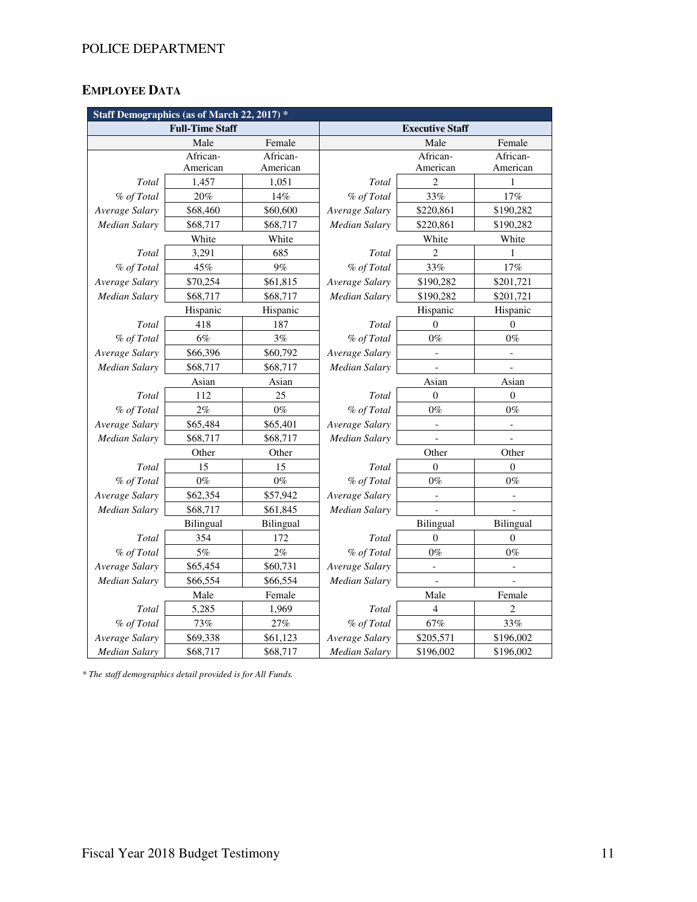## EMPLOYEE DATA

| Staff Demographics (as of March 22, 2017) * | | | | | |
|---|---|---|---|---|---|
| Full-Time Staff | | | Executive Staff | | |
| | Male | Female | | Male | Female |
| | African-American | African-American | | African-American | African-American |
| *Total* | 1,457 | 1,051 | *Total* | 2 | 1 |
| *% of Total* | 20% | 14% | *% of Total* | 33% | 17% |
| *Average Salary* | $68,460 | $60,600 | *Average Salary* | $220,861 | $190,282 |
| *Median Salary* | $68,717 | $68,717 | *Median Salary* | $220,861 | $190,282 |
| | White | White | | White | White |
| *Total* | 3,291 | 685 | *Total* | 2 | 1 |
| *% of Total* | 45% | 9% | *% of Total* | 33% | 17% |
| *Average Salary* | $70,254 | $61,815 | *Average Salary* | $190,282 | $201,721 |
| *Median Salary* | $68,717 | $68,717 | *Median Salary* | $190,282 | $201,721 |
| | Hispanic | Hispanic | | Hispanic | Hispanic |
| *Total* | 418 | 187 | *Total* | 0 | 0 |
| *% of Total* | 6% | 3% | *% of Total* | 0% | 0% |
| *Average Salary* | $66,396 | $60,792 | *Average Salary* | - | - |
| *Median Salary* | $68,717 | $68,717 | *Median Salary* | - | - |
| | Asian | Asian | | Asian | Asian |
| *Total* | 112 | 25 | *Total* | 0 | 0 |
| *% of Total* | 2% | 0% | *% of Total* | 0% | 0% |
| *Average Salary* | $65,484 | $65,401 | *Average Salary* | - | - |
| *Median Salary* | $68,717 | $68,717 | *Median Salary* | - | - |
| | Other | Other | | Other | Other |
| *Total* | 15 | 15 | *Total* | 0 | 0 |
| *% of Total* | 0% | 0% | *% of Total* | 0% | 0% |
| *Average Salary* | $62,354 | $57,942 | *Average Salary* | - | - |
| *Median Salary* | $68,717 | $61,845 | *Median Salary* | - | - |
| | Bilingual | Bilingual | | Bilingual | Bilingual |
| *Total* | 354 | 172 | *Total* | 0 | 0 |
| *% of Total* | 5% | 2% | *% of Total* | 0% | 0% |
| *Average Salary* | $65,454 | $60,731 | *Average Salary* | - | - |
| *Median Salary* | $66,554 | $66,554 | *Median Salary* | - | - |
| | Male | Female | | Male | Female |
| *Total* | 5,285 | 1,969 | *Total* | 4 | 2 |
| *% of Total* | 73% | 27% | *% of Total* | 67% | 33% |
| *Average Salary* | $69,338 | $61,123 | *Average Salary* | $205,571 | $196,002 |
| *Median Salary* | $68,717 | $68,717 | *Median Salary* | $196,002 | $196,002 |

*\* The staff demographics detail provided is for All Funds.*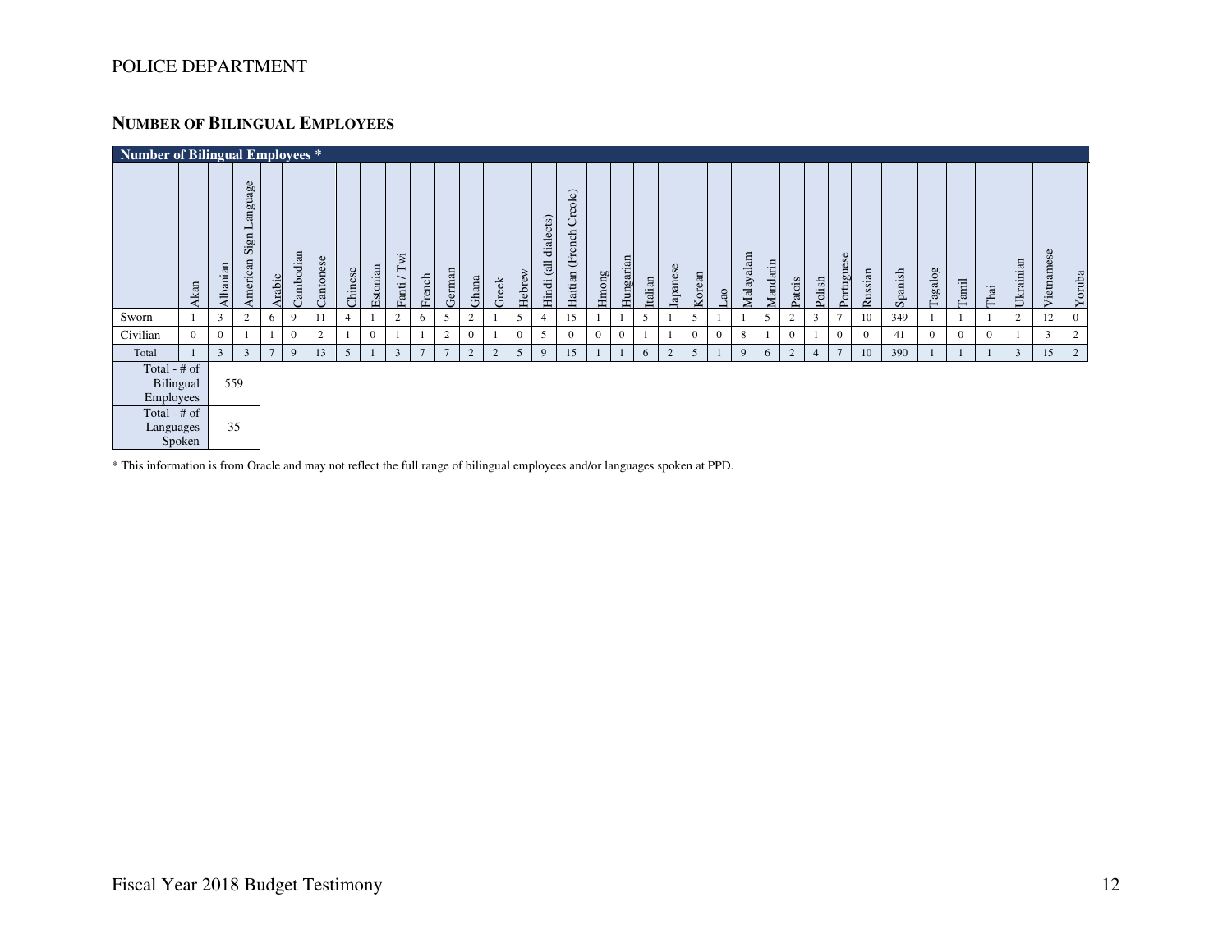POLICE DEPARTMENT

## NUMBER OF BILINGUAL EMPLOYEES

| Number of Bilingual Employees * | Akan | Albanian | American Sign Language | Arabic | Cambodian | Cantonese | Chinese | Estonian | Fanti / Twi | French | German | Ghana | Greek | Hebrew | Hindi (all dialects) | Haitian (French Creole) | Hmong | Hungarian | Italian | Japanese | Korean | Lao | Malayalam | Mandarin | Patois | Polish | Portuguese | Russian | Spanish | Tagalog | Tamil | Thai | Ukrainian | Vietnamese | Yoruba |
|---|---|---|---|---|---|---|---|---|---|---|---|---|---|---|---|---|---|---|---|---|---|---|---|---|---|---|---|---|---|---|---|---|---|---|---|
| Sworn | 1 | 3 | 2 | 6 | 9 | 11 | 4 | 1 | 2 | 6 | 5 | 2 | 1 | 5 | 4 | 15 | 1 | 1 | 5 | 1 | 5 | 1 | 1 | 5 | 2 | 3 | 7 | 10 | 349 | 1 | 1 | 1 | 2 | 12 | 0 |
| Civilian | 0 | 0 | 1 | 1 | 0 | 2 | 1 | 0 | 1 | 1 | 2 | 0 | 1 | 0 | 5 | 0 | 0 | 0 | 1 | 1 | 0 | 0 | 8 | 1 | 0 | 1 | 0 | 0 | 41 | 0 | 0 | 0 | 1 | 3 | 2 |
| Total | 1 | 3 | 3 | 7 | 9 | 13 | 5 | 1 | 3 | 7 | 7 | 2 | 2 | 5 | 9 | 15 | 1 | 1 | 6 | 2 | 5 | 1 | 9 | 6 | 2 | 4 | 7 | 10 | 390 | 1 | 1 | 1 | 3 | 15 | 2 |

| | |
|---|---|
| Total - # of Bilingual Employees | 559 |
| Total - # of Languages Spoken | 35 |

* This information is from Oracle and may not reflect the full range of bilingual employees and/or languages spoken at PPD.